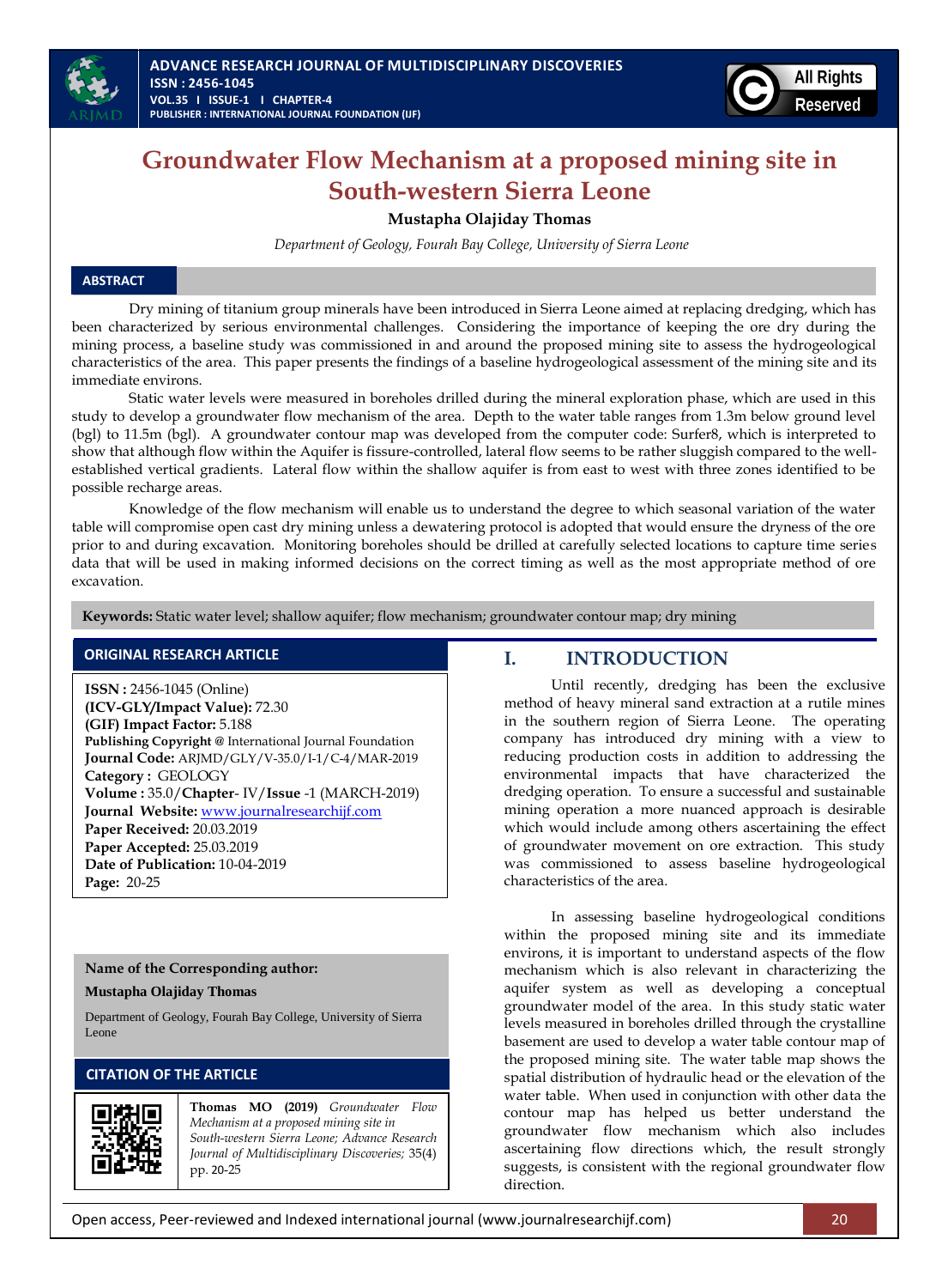# Groundwater Flow Mechanism at a proposed mining site in South-western Sierra Leone

**Mustapha Olajiday Thomas**

*Department of Geology, Fourah Bay College, University of Sierra Leone*

## ABSTRACT

Dry mining of titanium group minerals have been introduced in Sierra Leone aimed at replacing dredging, which has been characterized by serious environmental challenges. Considering the importance of keeping the ore dry during the mining process, a baseline study was commissioned in and around the proposed mining site to assess the hydrogeological characteristics of the area. This paper presents the findings of a baseline hydrogeological assessment of the mining site and its immediate environs.

Static water levels were measured in boreholes drilled during the mineral exploration phase, which are used in this study to develop a groundwater flow mechanism of the area. Depth to the water table ranges from 1.3m below ground level (bgl) to 11.5m (bgl). A groundwater contour map was developed from the computer code: Surfer8, which is interpreted to show that although flow within the Aquifer is fissure-controlled, lateral flow seems to be rather sluggish compared to the well-established vertical gradients. Lateral flow within the shallow aquifer is from east to west with three zones identified to be possible recharge areas.

Knowledge of the flow mechanism will enable us to understand the degree to which seasonal variation of the water table will compromise open cast dry mining unless a dewatering protocol is adopted that would ensure the dryness of the ore prior to and during excavation. Monitoring boreholes should be drilled at carefully selected locations to capture time series data that will be used in making informed decisions on the correct timing as well as the most appropriate method of ore excavation.

**Keywords:** Static water level; shallow aquifer; flow mechanism; groundwater contour map; dry mining

### ORIGINAL RESEARCH ARTICLE

**ISSN :** 2456-1045 (Online)
**(ICV-GLY/Impact Value):** 72.30
**(GIF) Impact Factor:** 5.188
**Publishing Copyright @** International Journal Foundation
**Journal Code:** ARJMD/GLY/V-35.0/I-1/C-4/MAR-2019
**Category :** GEOLOGY
**Volume :** 35.0/**Chapter**- IV/**Issue** -1 (MARCH-2019)
**Journal Website:** www.journalresearchijf.com
**Paper Received:** 20.03.2019
**Paper Accepted:** 25.03.2019
**Date of Publication:** 10-04-2019
**Page:** 20-25

**Name of the Corresponding author:**

**Mustapha Olajiday Thomas**

Department of Geology, Fourah Bay College, University of Sierra Leone

### CITATION OF THE ARTICLE

**Thomas MO (2019)** *Groundwater Flow Mechanism at a proposed mining site in South-western Sierra Leone; Advance Research Journal of Multidisciplinary Discoveries;* 35(4) pp. 20-25

## I. INTRODUCTION

Until recently, dredging has been the exclusive method of heavy mineral sand extraction at a rutile mines in the southern region of Sierra Leone. The operating company has introduced dry mining with a view to reducing production costs in addition to addressing the environmental impacts that have characterized the dredging operation. To ensure a successful and sustainable mining operation a more nuanced approach is desirable which would include among others ascertaining the effect of groundwater movement on ore extraction. This study was commissioned to assess baseline hydrogeological characteristics of the area.

In assessing baseline hydrogeological conditions within the proposed mining site and its immediate environs, it is important to understand aspects of the flow mechanism which is also relevant in characterizing the aquifer system as well as developing a conceptual groundwater model of the area. In this study static water levels measured in boreholes drilled through the crystalline basement are used to develop a water table contour map of the proposed mining site. The water table map shows the spatial distribution of hydraulic head or the elevation of the water table. When used in conjunction with other data the contour map has helped us better understand the groundwater flow mechanism which also includes ascertaining flow directions which, the result strongly suggests, is consistent with the regional groundwater flow direction.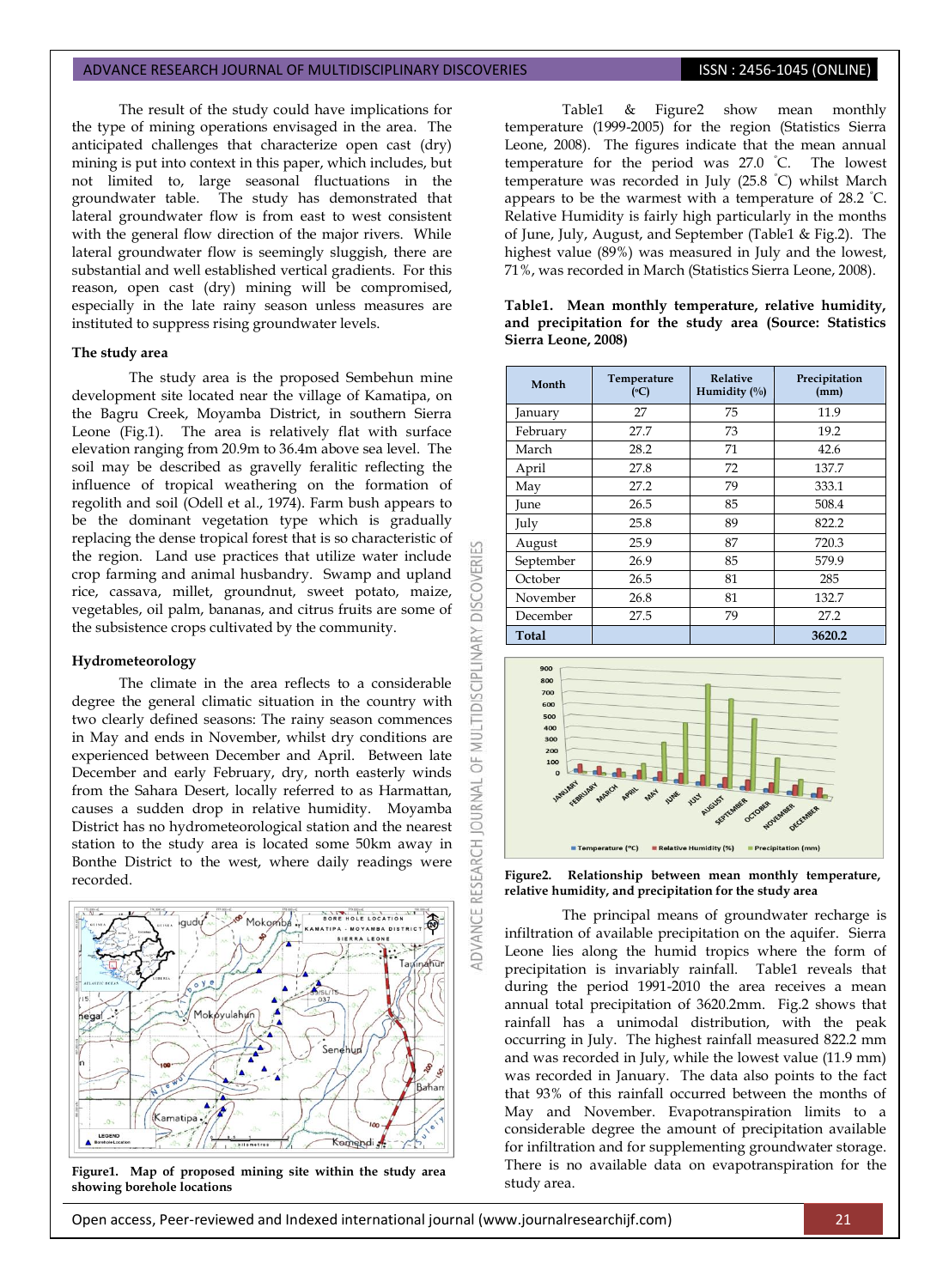The result of the study could have implications for the type of mining operations envisaged in the area. The anticipated challenges that characterize open cast (dry) mining is put into context in this paper, which includes, but not limited to, large seasonal fluctuations in the groundwater table. The study has demonstrated that lateral groundwater flow is from east to west consistent with the general flow direction of the major rivers. While lateral groundwater flow is seemingly sluggish, there are substantial and well established vertical gradients. For this reason, open cast (dry) mining will be compromised, especially in the late rainy season unless measures are instituted to suppress rising groundwater levels.

**The study area**

The study area is the proposed Sembehun mine development site located near the village of Kamatipa, on the Bagru Creek, Moyamba District, in southern Sierra Leone (Fig.1). The area is relatively flat with surface elevation ranging from 20.9m to 36.4m above sea level. The soil may be described as gravelly feralitic reflecting the influence of tropical weathering on the formation of regolith and soil (Odell et al., 1974). Farm bush appears to be the dominant vegetation type which is gradually replacing the dense tropical forest that is so characteristic of the region. Land use practices that utilize water include crop farming and animal husbandry. Swamp and upland rice, cassava, millet, groundnut, sweet potato, maize, vegetables, oil palm, bananas, and citrus fruits are some of the subsistence crops cultivated by the community.

**Hydrometeorology**

The climate in the area reflects to a considerable degree the general climatic situation in the country with two clearly defined seasons: The rainy season commences in May and ends in November, whilst dry conditions are experienced between December and April. Between late December and early February, dry, north easterly winds from the Sahara Desert, locally referred to as Harmattan, causes a sudden drop in relative humidity. Moyamba District has no hydrometeorological station and the nearest station to the study area is located some 50km away in Bonthe District to the west, where daily readings were recorded.

**Figure1. Map of proposed mining site within the study area showing borehole locations**

Table1 & Figure2 show mean monthly temperature (1999-2005) for the region (Statistics Sierra Leone, 2008). The figures indicate that the mean annual temperature for the period was 27.0 °C. The lowest temperature was recorded in July (25.8 °C) whilst March appears to be the warmest with a temperature of 28.2 °C. Relative Humidity is fairly high particularly in the months of June, July, August, and September (Table1 & Fig.2). The highest value (89%) was measured in July and the lowest, 71%, was recorded in March (Statistics Sierra Leone, 2008).

**Table1. Mean monthly temperature, relative humidity, and precipitation for the study area (Source: Statistics Sierra Leone, 2008)**

| Month | Temperature (°C) | Relative Humidity (%) | Precipitation (mm) |
|---|---|---|---|
| January | 27 | 75 | 11.9 |
| February | 27.7 | 73 | 19.2 |
| March | 28.2 | 71 | 42.6 |
| April | 27.8 | 72 | 137.7 |
| May | 27.2 | 79 | 333.1 |
| June | 26.5 | 85 | 508.4 |
| July | 25.8 | 89 | 822.2 |
| August | 25.9 | 87 | 720.3 |
| September | 26.9 | 85 | 579.9 |
| October | 26.5 | 81 | 285 |
| November | 26.8 | 81 | 132.7 |
| December | 27.5 | 79 | 27.2 |
| **Total** | | | **3620.2** |

**Figure2. Relationship between mean monthly temperature, relative humidity, and precipitation for the study area**

The principal means of groundwater recharge is infiltration of available precipitation on the aquifer. Sierra Leone lies along the humid tropics where the form of precipitation is invariably rainfall. Table1 reveals that during the period 1991-2010 the area receives a mean annual total precipitation of 3620.2mm. Fig.2 shows that rainfall has a unimodal distribution, with the peak occurring in July. The highest rainfall measured 822.2 mm and was recorded in July, while the lowest value (11.9 mm) was recorded in January. The data also points to the fact that 93% of this rainfall occurred between the months of May and November. Evapotranspiration limits to a considerable degree the amount of precipitation available for infiltration and for supplementing groundwater storage. There is no available data on evapotranspiration for the study area.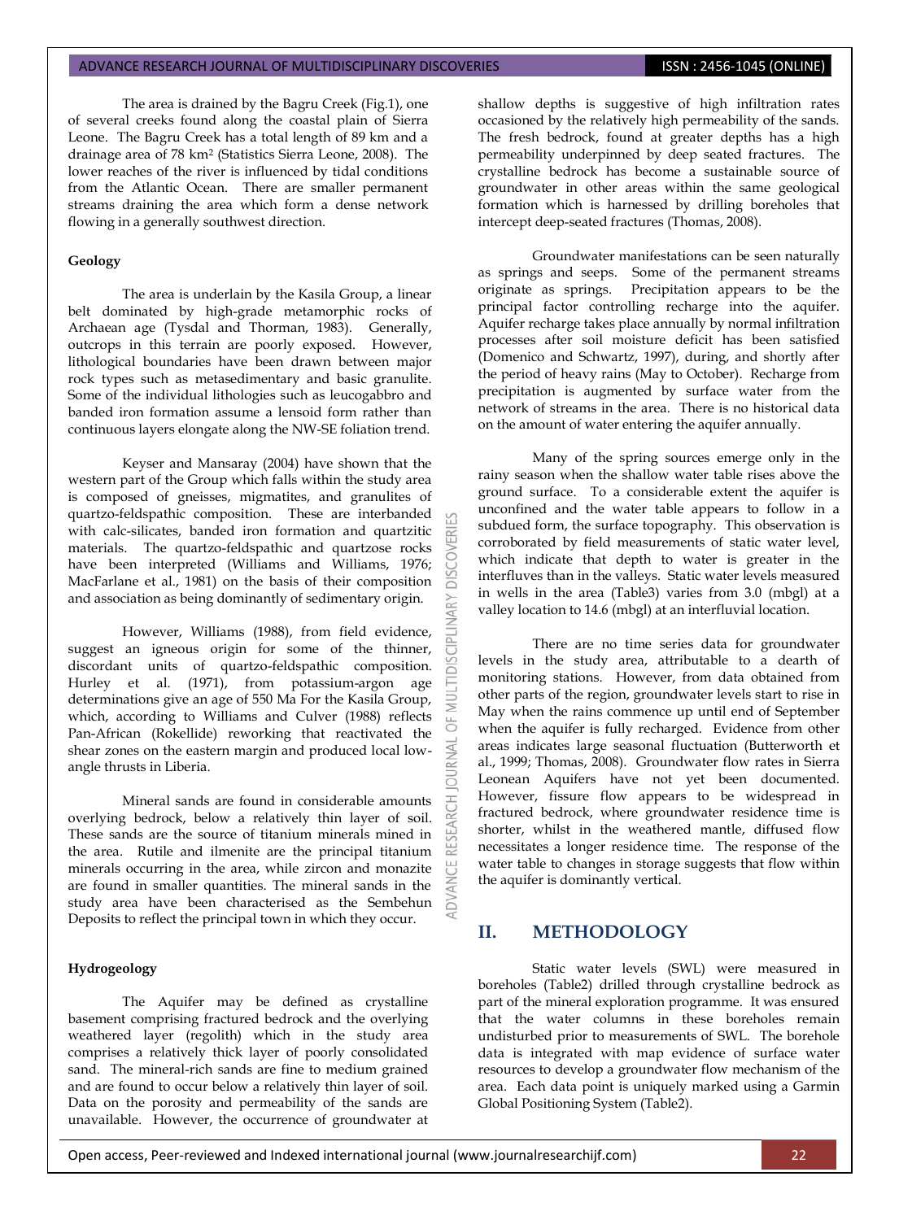The area is drained by the Bagru Creek (Fig.1), one of several creeks found along the coastal plain of Sierra Leone. The Bagru Creek has a total length of 89 km and a drainage area of 78 km$^2$ (Statistics Sierra Leone, 2008). The lower reaches of the river is influenced by tidal conditions from the Atlantic Ocean. There are smaller permanent streams draining the area which form a dense network flowing in a generally southwest direction.

**Geology**

The area is underlain by the Kasila Group, a linear belt dominated by high-grade metamorphic rocks of Archaean age (Tysdal and Thorman, 1983). Generally, outcrops in this terrain are poorly exposed. However, lithological boundaries have been drawn between major rock types such as metasedimentary and basic granulite. Some of the individual lithologies such as leucogabbro and banded iron formation assume a lensoid form rather than continuous layers elongate along the NW-SE foliation trend.

Keyser and Mansaray (2004) have shown that the western part of the Group which falls within the study area is composed of gneisses, migmatites, and granulites of quartzo-feldspathic composition. These are interbanded with calc-silicates, banded iron formation and quartzitic materials. The quartzo-feldspathic and quartzose rocks have been interpreted (Williams and Williams, 1976; MacFarlane et al., 1981) on the basis of their composition and association as being dominantly of sedimentary origin.

However, Williams (1988), from field evidence, suggest an igneous origin for some of the thinner, discordant units of quartzo-feldspathic composition. Hurley et al. (1971), from potassium-argon age determinations give an age of 550 Ma For the Kasila Group, which, according to Williams and Culver (1988) reflects Pan-African (Rokellide) reworking that reactivated the shear zones on the eastern margin and produced local low-angle thrusts in Liberia.

Mineral sands are found in considerable amounts overlying bedrock, below a relatively thin layer of soil. These sands are the source of titanium minerals mined in the area. Rutile and ilmenite are the principal titanium minerals occurring in the area, while zircon and monazite are found in smaller quantities. The mineral sands in the study area have been characterised as the Sembehun Deposits to reflect the principal town in which they occur.

**Hydrogeology**

The Aquifer may be defined as crystalline basement comprising fractured bedrock and the overlying weathered layer (regolith) which in the study area comprises a relatively thick layer of poorly consolidated sand. The mineral-rich sands are fine to medium grained and are found to occur below a relatively thin layer of soil. Data on the porosity and permeability of the sands are unavailable. However, the occurrence of groundwater at shallow depths is suggestive of high infiltration rates occasioned by the relatively high permeability of the sands. The fresh bedrock, found at greater depths has a high permeability underpinned by deep seated fractures. The crystalline bedrock has become a sustainable source of groundwater in other areas within the same geological formation which is harnessed by drilling boreholes that intercept deep-seated fractures (Thomas, 2008).

Groundwater manifestations can be seen naturally as springs and seeps. Some of the permanent streams originate as springs. Precipitation appears to be the principal factor controlling recharge into the aquifer. Aquifer recharge takes place annually by normal infiltration processes after soil moisture deficit has been satisfied (Domenico and Schwartz, 1997), during, and shortly after the period of heavy rains (May to October). Recharge from precipitation is augmented by surface water from the network of streams in the area. There is no historical data on the amount of water entering the aquifer annually.

Many of the spring sources emerge only in the rainy season when the shallow water table rises above the ground surface. To a considerable extent the aquifer is unconfined and the water table appears to follow in a subdued form, the surface topography. This observation is corroborated by field measurements of static water level, which indicate that depth to water is greater in the interfluves than in the valleys. Static water levels measured in wells in the area (Table3) varies from 3.0 (mbgl) at a valley location to 14.6 (mbgl) at an interfluvial location.

There are no time series data for groundwater levels in the study area, attributable to a dearth of monitoring stations. However, from data obtained from other parts of the region, groundwater levels start to rise in May when the rains commence up until end of September when the aquifer is fully recharged. Evidence from other areas indicates large seasonal fluctuation (Butterworth et al., 1999; Thomas, 2008). Groundwater flow rates in Sierra Leonean Aquifers have not yet been documented. However, fissure flow appears to be widespread in fractured bedrock, where groundwater residence time is shorter, whilst in the weathered mantle, diffused flow necessitates a longer residence time. The response of the water table to changes in storage suggests that flow within the aquifer is dominantly vertical.

## II. METHODOLOGY

Static water levels (SWL) were measured in boreholes (Table2) drilled through crystalline bedrock as part of the mineral exploration programme. It was ensured that the water columns in these boreholes remain undisturbed prior to measurements of SWL. The borehole data is integrated with map evidence of surface water resources to develop a groundwater flow mechanism of the area. Each data point is uniquely marked using a Garmin Global Positioning System (Table2).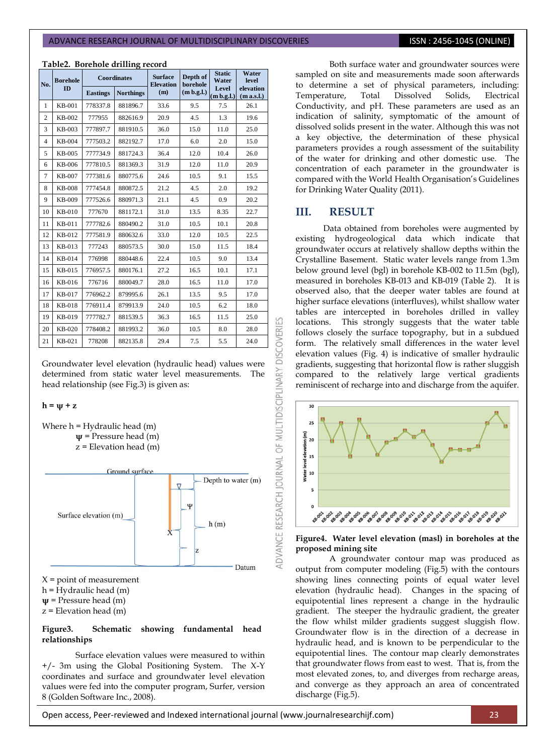**Table2. Borehole drilling record**

| No. | Borehole ID | Coordinates |  | Surface Elevation (m) | Depth of borehole (m b.g.l.) | Static Water Level (m b.g.l.) | Water level elevation (m a.s.l.) |
|---|---|---|---|---|---|---|---|
|  |  | Eastings | Northings |  |  |  |  |
| 1 | KB-001 | 778337.8 | 881896.7 | 33.6 | 9.5 | 7.5 | 26.1 |
| 2 | KB-002 | 777955 | 882616.9 | 20.9 | 4.5 | 1.3 | 19.6 |
| 3 | KB-003 | 777897.7 | 881910.5 | 36.0 | 15.0 | 11.0 | 25.0 |
| 4 | KB-004 | 777503.2 | 882192.7 | 17.0 | 6.0 | 2.0 | 15.0 |
| 5 | KB-005 | 777734.9 | 881724.3 | 36.4 | 12.0 | 10.4 | 26.0 |
| 6 | KB-006 | 777810.5 | 881369.3 | 31.9 | 12.0 | 11.0 | 20.9 |
| 7 | KB-007 | 777381.6 | 880775.6 | 24.6 | 10.5 | 9.1 | 15.5 |
| 8 | KB-008 | 777454.8 | 880872.5 | 21.2 | 4.5 | 2.0 | 19.2 |
| 9 | KB-009 | 777526.6 | 880971.3 | 21.1 | 4.5 | 0.9 | 20.2 |
| 10 | KB-010 | 777670 | 881172.1 | 31.0 | 13.5 | 8.35 | 22.7 |
| 11 | KB-011 | 777782.6 | 880490.2 | 31.0 | 10.5 | 10.1 | 20.8 |
| 12 | KB-012 | 777581.9 | 880632.6 | 33.0 | 12.0 | 10.5 | 22.5 |
| 13 | KB-013 | 777243 | 880573.5 | 30.0 | 15.0 | 11.5 | 18.4 |
| 14 | KB-014 | 776998 | 880448.6 | 22.4 | 10.5 | 9.0 | 13.4 |
| 15 | KB-015 | 776957.5 | 880176.1 | 27.2 | 16.5 | 10.1 | 17.1 |
| 16 | KB-016 | 776716 | 880049.7 | 28.0 | 16.5 | 11.0 | 17.0 |
| 17 | KB-017 | 776962.2 | 879995.6 | 26.1 | 13.5 | 9.5 | 17.0 |
| 18 | KB-018 | 776911.4 | 879913.9 | 24.0 | 10.5 | 6.2 | 18.0 |
| 19 | KB-019 | 777782.7 | 881539.5 | 36.3 | 16.5 | 11.5 | 25.0 |
| 20 | KB-020 | 778408.2 | 881993.2 | 36.0 | 10.5 | 8.0 | 28.0 |
| 21 | KB-021 | 778208 | 882135.8 | 29.4 | 7.5 | 5.5 | 24.0 |

Groundwater level elevation (hydraulic head) values were determined from static water level measurements. The head relationship (see Fig.3) is given as:

$$h = \psi + z$$

Where h = Hydraulic head (m)
$\psi$ = Pressure head (m)
z = Elevation head (m)

X = point of measurement
h = Hydraulic head (m)
$\psi$ = Pressure head (m)
z = Elevation head (m)

**Figure3. Schematic showing fundamental head relationships**

Surface elevation values were measured to within +/- 3m using the Global Positioning System. The X-Y coordinates and surface and groundwater level elevation values were fed into the computer program, Surfer, version 8 (Golden Software Inc., 2008).

Both surface water and groundwater sources were sampled on site and measurements made soon afterwards to determine a set of physical parameters, including: Temperature, Total Dissolved Solids, Electrical Conductivity, and pH. These parameters are used as an indication of salinity, symptomatic of the amount of dissolved solids present in the water. Although this was not a key objective, the determination of these physical parameters provides a rough assessment of the suitability of the water for drinking and other domestic use. The concentration of each parameter in the groundwater is compared with the World Health Organisation's Guidelines for Drinking Water Quality (2011).

## III. RESULT

Data obtained from boreholes were augmented by existing hydrogeological data which indicate that groundwater occurs at relatively shallow depths within the Crystalline Basement. Static water levels range from 1.3m below ground level (bgl) in borehole KB-002 to 11.5m (bgl), measured in boreholes KB-013 and KB-019 (Table 2). It is observed also, that the deeper water tables are found at higher surface elevations (interfluves), whilst shallow water tables are intercepted in boreholes drilled in valley locations. This strongly suggests that the water table follows closely the surface topography, but in a subdued form. The relatively small differences in the water level elevation values (Fig. 4) is indicative of smaller hydraulic gradients, suggesting that horizontal flow is rather sluggish compared to the relatively large vertical gradients reminiscent of recharge into and discharge from the aquifer.

**Figure4. Water level elevation (masl) in boreholes at the proposed mining site**

A groundwater contour map was produced as output from computer modeling (Fig.5) with the contours showing lines connecting points of equal water level elevation (hydraulic head). Changes in the spacing of equipotential lines represent a change in the hydraulic gradient. The steeper the hydraulic gradient, the greater the flow whilst milder gradients suggest sluggish flow. Groundwater flow is in the direction of a decrease in hydraulic head, and is known to be perpendicular to the equipotential lines. The contour map clearly demonstrates that groundwater flows from east to west. That is, from the most elevated zones, to, and diverges from recharge areas, and converge as they approach an area of concentrated discharge (Fig.5).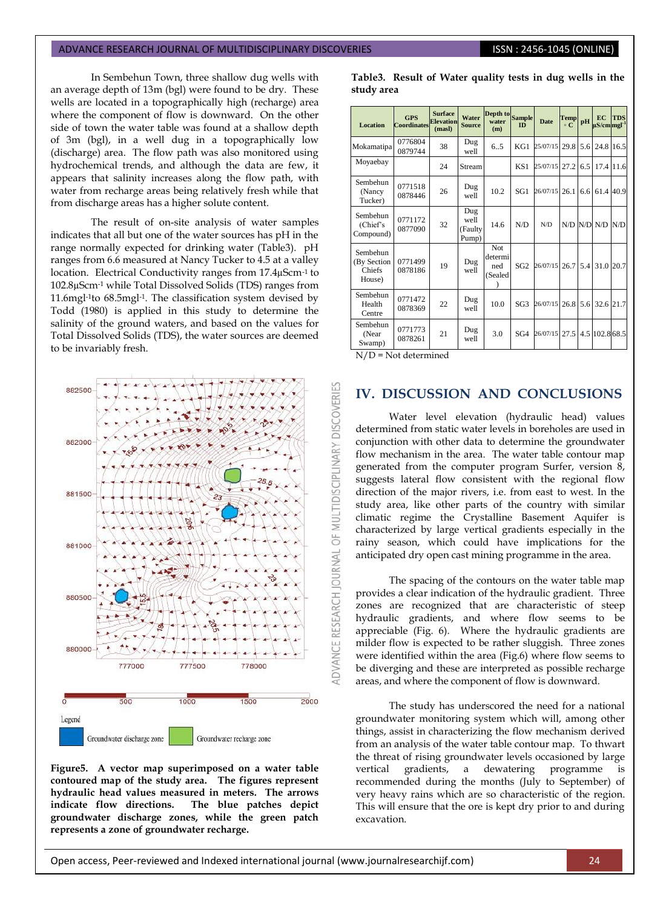In Sembehun Town, three shallow dug wells with an average depth of 13m (bgl) were found to be dry. These wells are located in a topographically high (recharge) area where the component of flow is downward. On the other side of town the water table was found at a shallow depth of 3m (bgl), in a well dug in a topographically low (discharge) area. The flow path was also monitored using hydrochemical trends, and although the data are few, it appears that salinity increases along the flow path, with water from recharge areas being relatively fresh while that from discharge areas has a higher solute content.

The result of on-site analysis of water samples indicates that all but one of the water sources has pH in the range normally expected for drinking water (Table3). pH ranges from 6.6 measured at Nancy Tucker to 4.5 at a valley location. Electrical Conductivity ranges from 17.4μScm$^{-1}$ to 102.8μScm$^{-1}$ while Total Dissolved Solids (TDS) ranges from 11.6mgl$^{-1}$to 68.5mgl$^{-1}$. The classification system devised by Todd (1980) is applied in this study to determine the salinity of the ground waters, and based on the values for Total Dissolved Solids (TDS), the water sources are deemed to be invariably fresh.

**Figure5. A vector map superimposed on a water table contoured map of the study area. The figures represent hydraulic head values measured in meters. The arrows indicate flow directions. The blue patches depict groundwater discharge zones, while the green patch represents a zone of groundwater recharge.**

**Table3. Result of Water quality tests in dug wells in the study area**

| Location | GPS Coordinates | Surface Elevation (masl) | Water Source | Depth to water (m) | Sample ID | Date | Temp °C | pH | EC μS/cm | TDS mgl$^{-1}$ |
|---|---|---|---|---|---|---|---|---|---|---|
| Mokamatipa | 0776804 0879744 | 38 | Dug well | 6..5 | KG1 | 25/07/15 | 29.8 | 5.6 | 24.8 | 16.5 |
| Moyaebay | | 24 | Stream | | KS1 | 25/07/15 | 27.2 | 6.5 | 17.4 | 11.6 |
| Sembehun (Nancy Tucker) | 0771518 0878446 | 26 | Dug well | 10.2 | SG1 | 26/07/15 | 26.1 | 6.6 | 61.4 | 40.9 |
| Sembehun (Chief's Compound) | 0771172 0877090 | 32 | Dug well (Faulty Pump) | 14.6 | N/D | N/D | N/D | N/D | N/D | N/D |
| Sembehun (By Section Chiefs House) | 0771499 0878186 | 19 | Dug well | Not determined (Sealed) | SG2 | 26/07/15 | 26.7 | 5.4 | 31.0 | 20.7 |
| Sembehun Health Centre | 0771472 0878369 | 22 | Dug well | 10.0 | SG3 | 26/07/15 | 26.8 | 5.6 | 32.6 | 21.7 |
| Sembehun (Near Swamp) | 0771773 0878261 | 21 | Dug well | 3.0 | SG4 | 26/07/15 | 27.5 | 4.5 | 102.8 | 68.5 |

N/D = Not determined

## IV. DISCUSSION AND CONCLUSIONS

Water level elevation (hydraulic head) values determined from static water levels in boreholes are used in conjunction with other data to determine the groundwater flow mechanism in the area. The water table contour map generated from the computer program Surfer, version 8, suggests lateral flow consistent with the regional flow direction of the major rivers, i.e. from east to west. In the study area, like other parts of the country with similar climatic regime the Crystalline Basement Aquifer is characterized by large vertical gradients especially in the rainy season, which could have implications for the anticipated dry open cast mining programme in the area.

The spacing of the contours on the water table map provides a clear indication of the hydraulic gradient. Three zones are recognized that are characteristic of steep hydraulic gradients, and where flow seems to be appreciable (Fig. 6). Where the hydraulic gradients are milder flow is expected to be rather sluggish. Three zones were identified within the area (Fig.6) where flow seems to be diverging and these are interpreted as possible recharge areas, and where the component of flow is downward.

The study has underscored the need for a national groundwater monitoring system which will, among other things, assist in characterizing the flow mechanism derived from an analysis of the water table contour map. To thwart the threat of rising groundwater levels occasioned by large vertical gradients, a dewatering programme is recommended during the months (July to September) of very heavy rains which are so characteristic of the region. This will ensure that the ore is kept dry prior to and during excavation.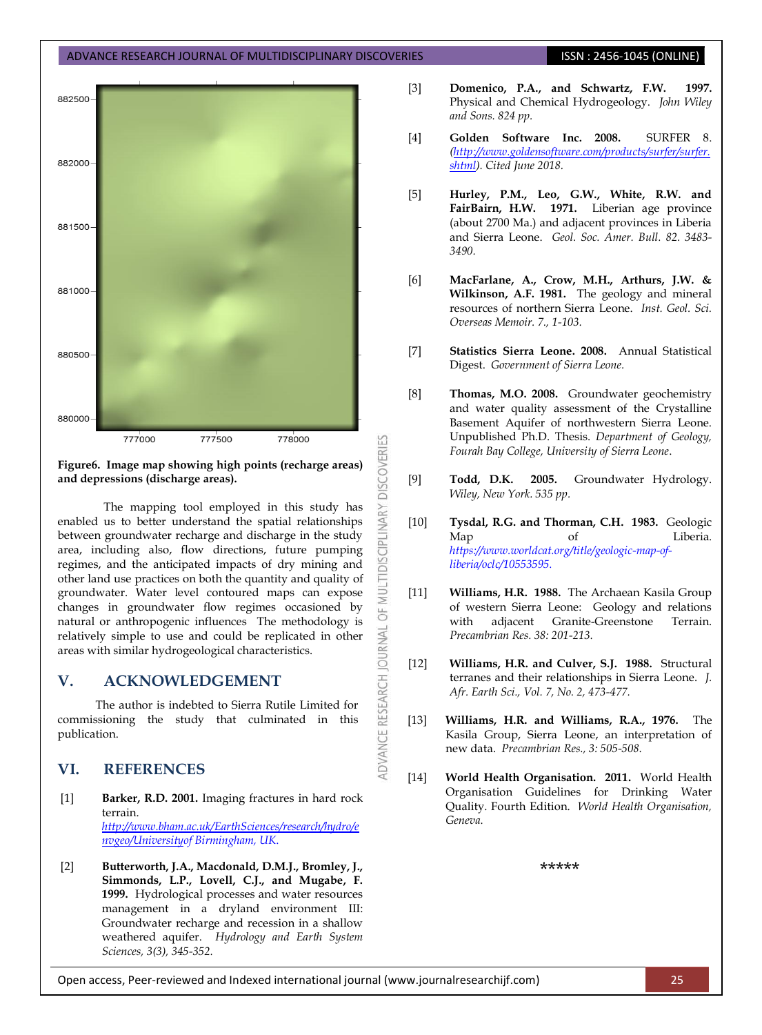882500
882000
881500
881000
880500
880000
777000
777500
778000

**Figure6. Image map showing high points (recharge areas) and depressions (discharge areas).**

The mapping tool employed in this study has enabled us to better understand the spatial relationships between groundwater recharge and discharge in the study area, including also, flow directions, future pumping regimes, and the anticipated impacts of dry mining and other land use practices on both the quantity and quality of groundwater. Water level contoured maps can expose changes in groundwater flow regimes occasioned by natural or anthropogenic influences The methodology is relatively simple to use and could be replicated in other areas with similar hydrogeological characteristics.

## V. ACKNOWLEDGEMENT

The author is indebted to Sierra Rutile Limited for commissioning the study that culminated in this publication.

## VI. REFERENCES

[1] **Barker, R.D. 2001.** Imaging fractures in hard rock terrain. *http://www.bham.ac.uk/EarthSciences/research/hydro/envgeo/Universityof Birmingham, UK.*

[2] **Butterworth, J.A., Macdonald, D.M.J., Bromley, J., Simmonds, L.P., Lovell, C.J., and Mugabe, F. 1999.** Hydrological processes and water resources management in a dryland environment III: Groundwater recharge and recession in a shallow weathered aquifer. *Hydrology and Earth System Sciences, 3(3), 345-352.*

[3] **Domenico, P.A., and Schwartz, F.W. 1997.** Physical and Chemical Hydrogeology. *John Wiley and Sons. 824 pp.*

[4] **Golden Software Inc. 2008.** SURFER 8. *(http://www.goldensoftware.com/products/surfer/surfer.shtml). Cited June 2018.*

[5] **Hurley, P.M., Leo, G.W., White, R.W. and FairBairn, H.W. 1971.** Liberian age province (about 2700 Ma.) and adjacent provinces in Liberia and Sierra Leone. *Geol. Soc. Amer. Bull. 82. 3483-3490.*

[6] **MacFarlane, A., Crow, M.H., Arthurs, J.W. & Wilkinson, A.F. 1981.** The geology and mineral resources of northern Sierra Leone. *Inst. Geol. Sci. Overseas Memoir. 7., 1-103.*

[7] **Statistics Sierra Leone. 2008.** Annual Statistical Digest. *Government of Sierra Leone.*

[8] **Thomas, M.O. 2008.** Groundwater geochemistry and water quality assessment of the Crystalline Basement Aquifer of northwestern Sierra Leone. Unpublished Ph.D. Thesis. *Department of Geology, Fourah Bay College, University of Sierra Leone.*

[9] **Todd, D.K. 2005.** Groundwater Hydrology. *Wiley, New York. 535 pp.*

[10] **Tysdal, R.G. and Thorman, C.H. 1983.** Geologic Map of Liberia. *https://www.worldcat.org/title/geologic-map-of-liberia/oclc/10553595.*

[11] **Williams, H.R. 1988.** The Archaean Kasila Group of western Sierra Leone: Geology and relations with adjacent Granite-Greenstone Terrain. *Precambrian Res. 38: 201-213.*

[12] **Williams, H.R. and Culver, S.J. 1988.** Structural terranes and their relationships in Sierra Leone. *J. Afr. Earth Sci., Vol. 7, No. 2, 473-477.*

[13] **Williams, H.R. and Williams, R.A., 1976.** The Kasila Group, Sierra Leone, an interpretation of new data. *Precambrian Res., 3: 505-508.*

[14] **World Health Organisation. 2011.** World Health Organisation Guidelines for Drinking Water Quality. Fourth Edition. *World Health Organisation, Geneva.*

*****